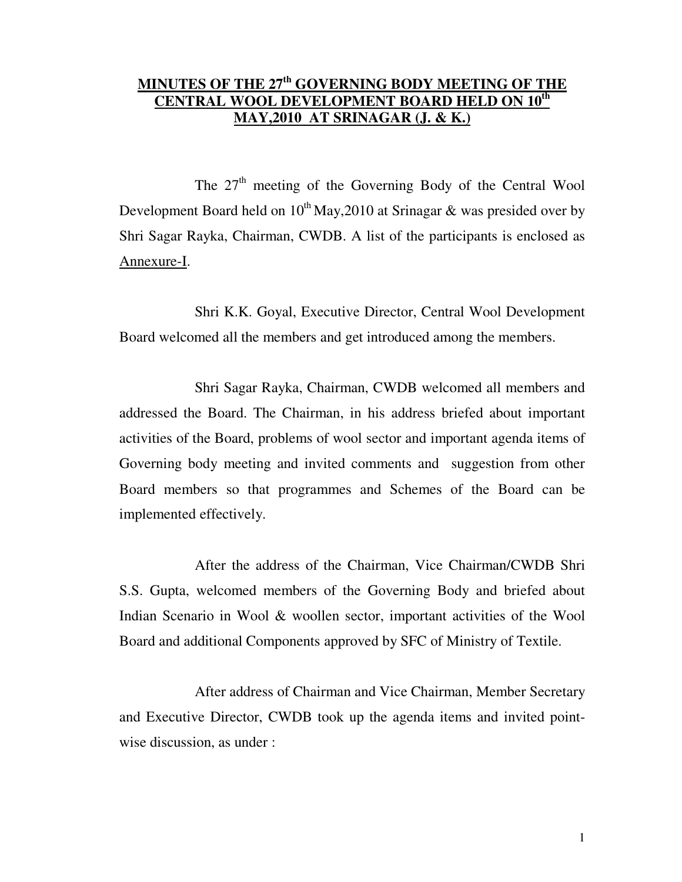# MINUTES OF THE 27th GOVERNING BODY MEETING OF THE CENTRAL WOOL DEVELOPMENT BOARD HELD ON 10th MAY,2010 AT SRINAGAR (J. & K.)

The 27th meeting of the Governing Body of the Central Wool Development Board held on 10th May,2010 at Srinagar & was presided over by Shri Sagar Rayka, Chairman, CWDB. A list of the participants is enclosed as Annexure-I.

Shri K.K. Goyal, Executive Director, Central Wool Development Board welcomed all the members and get introduced among the members.

Shri Sagar Rayka, Chairman, CWDB welcomed all members and addressed the Board. The Chairman, in his address briefed about important activities of the Board, problems of wool sector and important agenda items of Governing body meeting and invited comments and suggestion from other Board members so that programmes and Schemes of the Board can be implemented effectively.

After the address of the Chairman, Vice Chairman/CWDB Shri S.S. Gupta, welcomed members of the Governing Body and briefed about Indian Scenario in Wool & woollen sector, important activities of the Wool Board and additional Components approved by SFC of Ministry of Textile.

After address of Chairman and Vice Chairman, Member Secretary and Executive Director, CWDB took up the agenda items and invited point-wise discussion, as under :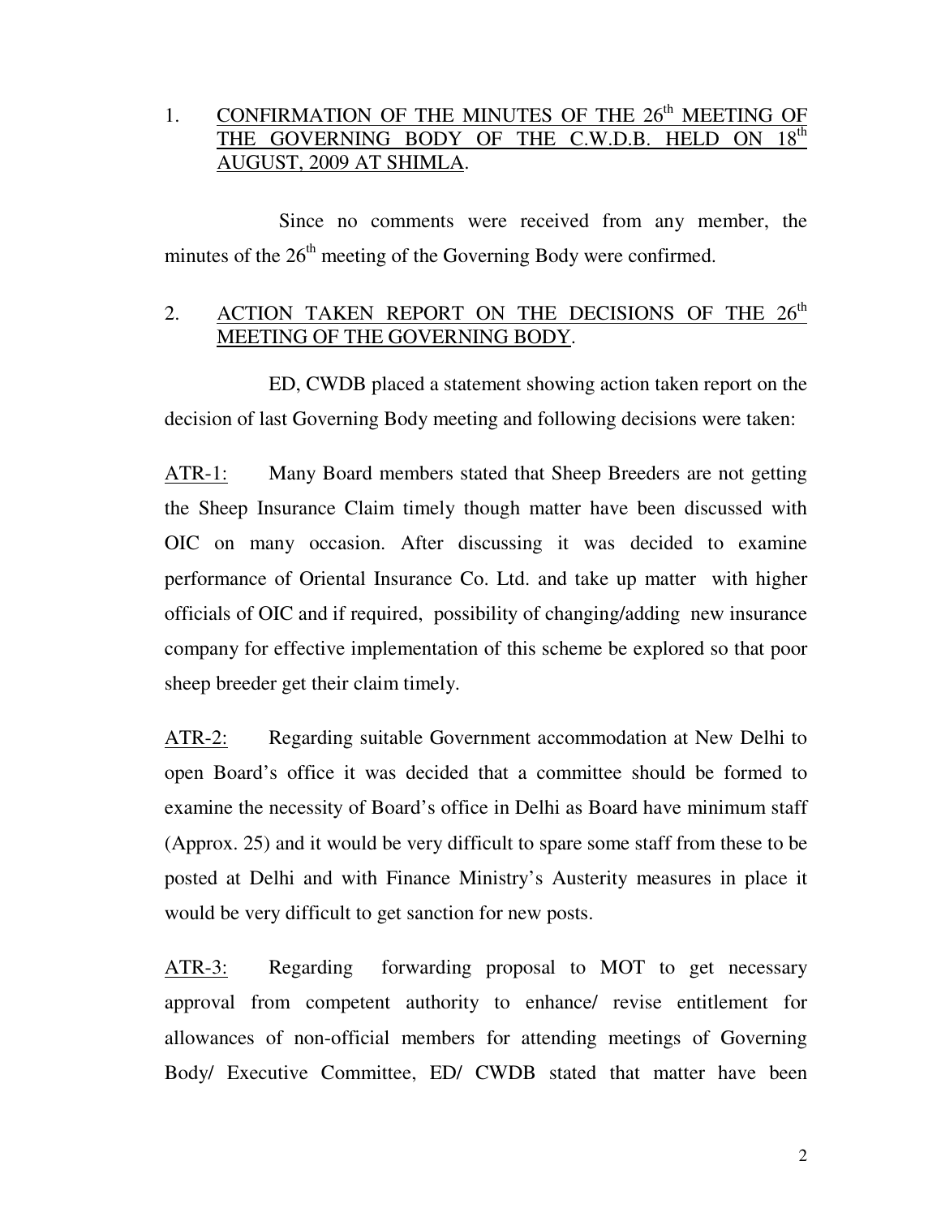1. CONFIRMATION OF THE MINUTES OF THE 26th MEETING OF THE GOVERNING BODY OF THE C.W.D.B. HELD ON 18th AUGUST, 2009 AT SHIMLA.

Since no comments were received from any member, the minutes of the 26th meeting of the Governing Body were confirmed.

2. ACTION TAKEN REPORT ON THE DECISIONS OF THE 26th MEETING OF THE GOVERNING BODY.

ED, CWDB placed a statement showing action taken report on the decision of last Governing Body meeting and following decisions were taken:

ATR-1: Many Board members stated that Sheep Breeders are not getting the Sheep Insurance Claim timely though matter have been discussed with OIC on many occasion. After discussing it was decided to examine performance of Oriental Insurance Co. Ltd. and take up matter with higher officials of OIC and if required, possibility of changing/adding new insurance company for effective implementation of this scheme be explored so that poor sheep breeder get their claim timely.

ATR-2: Regarding suitable Government accommodation at New Delhi to open Board's office it was decided that a committee should be formed to examine the necessity of Board's office in Delhi as Board have minimum staff (Approx. 25) and it would be very difficult to spare some staff from these to be posted at Delhi and with Finance Ministry's Austerity measures in place it would be very difficult to get sanction for new posts.

ATR-3: Regarding forwarding proposal to MOT to get necessary approval from competent authority to enhance/ revise entitlement for allowances of non-official members for attending meetings of Governing Body/ Executive Committee, ED/ CWDB stated that matter have been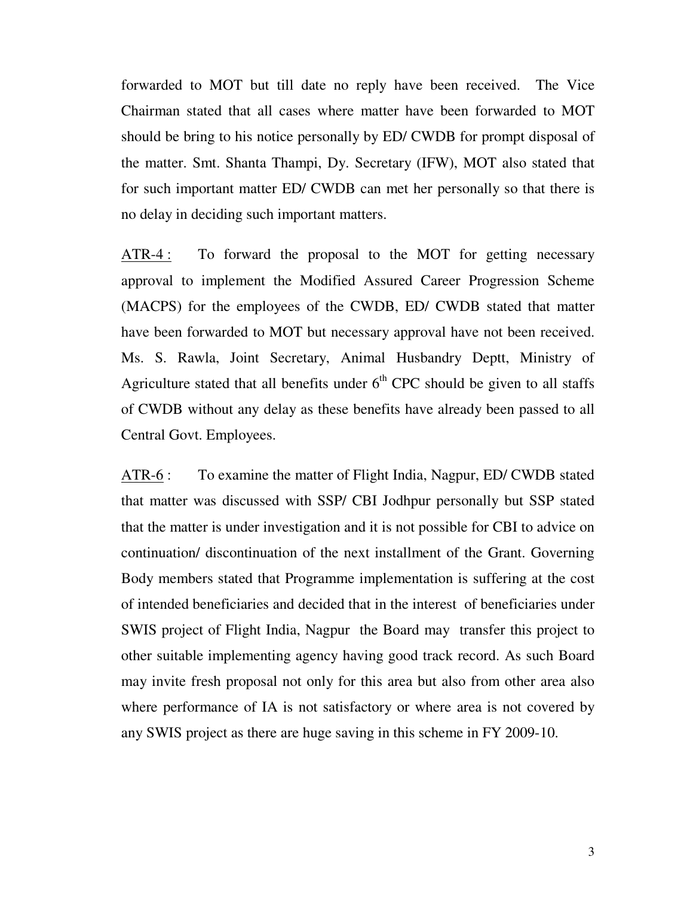forwarded to MOT but till date no reply have been received. The Vice Chairman stated that all cases where matter have been forwarded to MOT should be bring to his notice personally by ED/ CWDB for prompt disposal of the matter. Smt. Shanta Thampi, Dy. Secretary (IFW), MOT also stated that for such important matter ED/ CWDB can met her personally so that there is no delay in deciding such important matters.

ATR-4 : To forward the proposal to the MOT for getting necessary approval to implement the Modified Assured Career Progression Scheme (MACPS) for the employees of the CWDB, ED/ CWDB stated that matter have been forwarded to MOT but necessary approval have not been received. Ms. S. Rawla, Joint Secretary, Animal Husbandry Deptt, Ministry of Agriculture stated that all benefits under 6th CPC should be given to all staffs of CWDB without any delay as these benefits have already been passed to all Central Govt. Employees.

ATR-6 : To examine the matter of Flight India, Nagpur, ED/ CWDB stated that matter was discussed with SSP/ CBI Jodhpur personally but SSP stated that the matter is under investigation and it is not possible for CBI to advice on continuation/ discontinuation of the next installment of the Grant. Governing Body members stated that Programme implementation is suffering at the cost of intended beneficiaries and decided that in the interest of beneficiaries under SWIS project of Flight India, Nagpur the Board may transfer this project to other suitable implementing agency having good track record. As such Board may invite fresh proposal not only for this area but also from other area also where performance of IA is not satisfactory or where area is not covered by any SWIS project as there are huge saving in this scheme in FY 2009-10.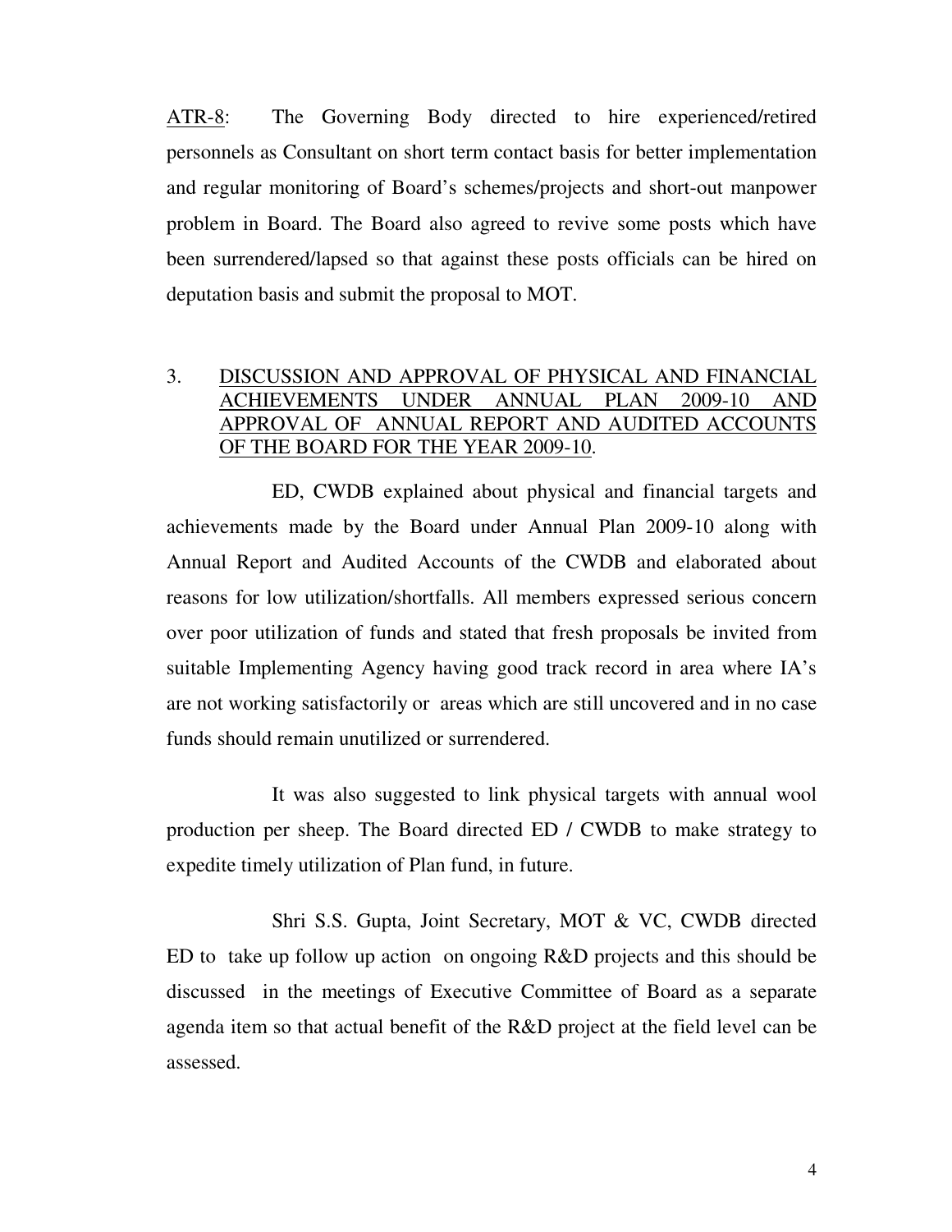<u>ATR-8</u>: The Governing Body directed to hire experienced/retired personnels as Consultant on short term contact basis for better implementation and regular monitoring of Board's schemes/projects and short-out manpower problem in Board. The Board also agreed to revive some posts which have been surrendered/lapsed so that against these posts officials can be hired on deputation basis and submit the proposal to MOT.

3. <u>DISCUSSION AND APPROVAL OF PHYSICAL AND FINANCIAL ACHIEVEMENTS UNDER ANNUAL PLAN 2009-10 AND APPROVAL OF ANNUAL REPORT AND AUDITED ACCOUNTS OF THE BOARD FOR THE YEAR 2009-10</u>.

ED, CWDB explained about physical and financial targets and achievements made by the Board under Annual Plan 2009-10 along with Annual Report and Audited Accounts of the CWDB and elaborated about reasons for low utilization/shortfalls. All members expressed serious concern over poor utilization of funds and stated that fresh proposals be invited from suitable Implementing Agency having good track record in area where IA's are not working satisfactorily or areas which are still uncovered and in no case funds should remain unutilized or surrendered.

It was also suggested to link physical targets with annual wool production per sheep. The Board directed ED / CWDB to make strategy to expedite timely utilization of Plan fund, in future.

Shri S.S. Gupta, Joint Secretary, MOT & VC, CWDB directed ED to take up follow up action on ongoing R&D projects and this should be discussed in the meetings of Executive Committee of Board as a separate agenda item so that actual benefit of the R&D project at the field level can be assessed.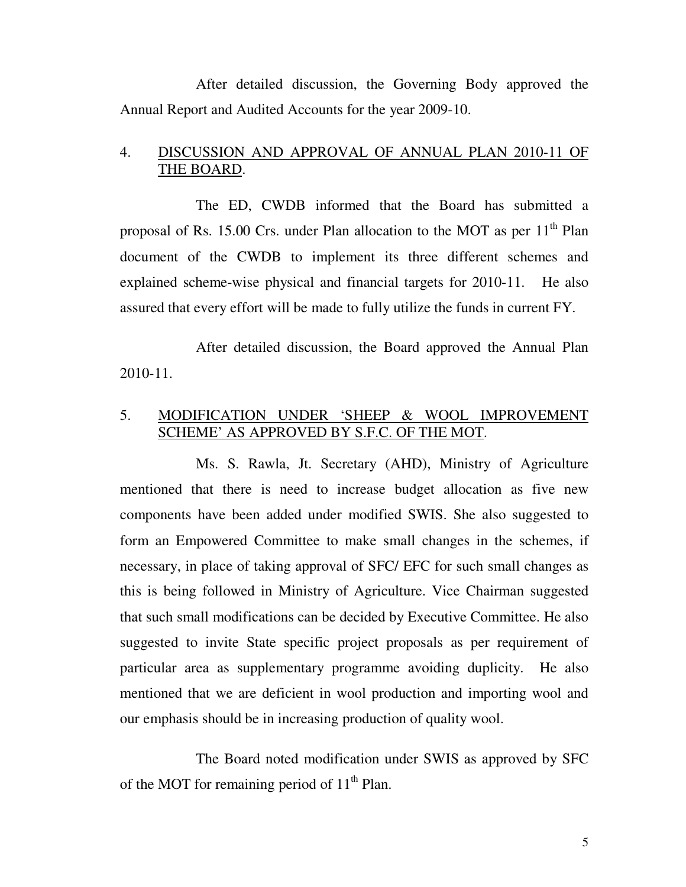After detailed discussion, the Governing Body approved the Annual Report and Audited Accounts for the year 2009-10.

4. <u>DISCUSSION AND APPROVAL OF ANNUAL PLAN 2010-11 OF THE BOARD</u>.

The ED, CWDB informed that the Board has submitted a proposal of Rs. 15.00 Crs. under Plan allocation to the MOT as per 11th Plan document of the CWDB to implement its three different schemes and explained scheme-wise physical and financial targets for 2010-11. He also assured that every effort will be made to fully utilize the funds in current FY.

After detailed discussion, the Board approved the Annual Plan 2010-11.

5. <u>MODIFICATION UNDER 'SHEEP & WOOL IMPROVEMENT SCHEME' AS APPROVED BY S.F.C. OF THE MOT</u>.

Ms. S. Rawla, Jt. Secretary (AHD), Ministry of Agriculture mentioned that there is need to increase budget allocation as five new components have been added under modified SWIS. She also suggested to form an Empowered Committee to make small changes in the schemes, if necessary, in place of taking approval of SFC/ EFC for such small changes as this is being followed in Ministry of Agriculture. Vice Chairman suggested that such small modifications can be decided by Executive Committee. He also suggested to invite State specific project proposals as per requirement of particular area as supplementary programme avoiding duplicity. He also mentioned that we are deficient in wool production and importing wool and our emphasis should be in increasing production of quality wool.

The Board noted modification under SWIS as approved by SFC of the MOT for remaining period of 11th Plan.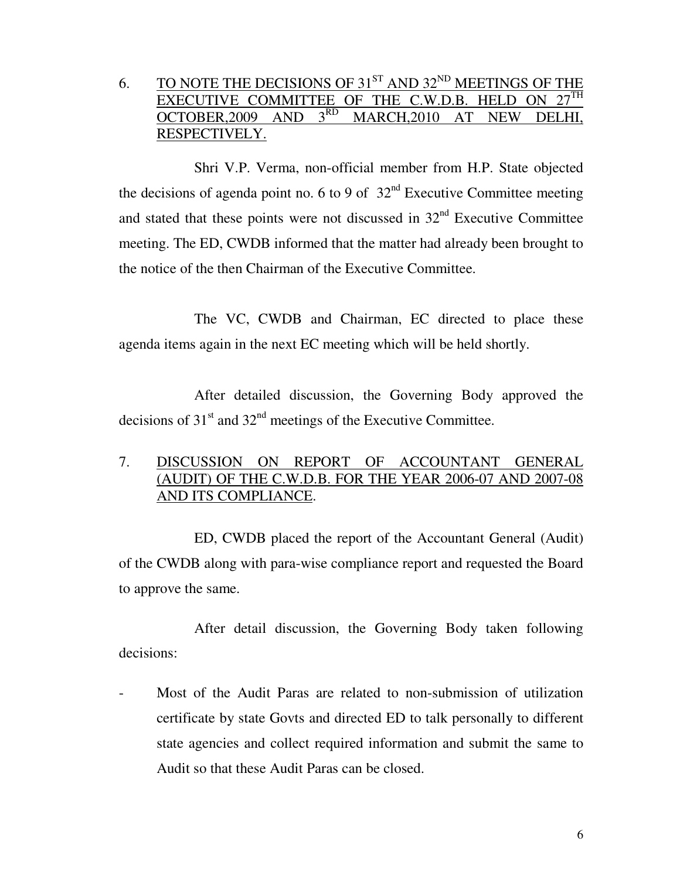6. <u>TO NOTE THE DECISIONS OF 31[ST] AND 32[ND] MEETINGS OF THE EXECUTIVE COMMITTEE OF THE C.W.D.B. HELD ON 27[TH] OCTOBER,2009 AND 3[RD] MARCH,2010 AT NEW DELHI, RESPECTIVELY.</u>

Shri V.P. Verma, non-official member from H.P. State objected the decisions of agenda point no. 6 to 9 of 32[nd] Executive Committee meeting and stated that these points were not discussed in 32[nd] Executive Committee meeting. The ED, CWDB informed that the matter had already been brought to the notice of the then Chairman of the Executive Committee.

The VC, CWDB and Chairman, EC directed to place these agenda items again in the next EC meeting which will be held shortly.

After detailed discussion, the Governing Body approved the decisions of 31[st] and 32[nd] meetings of the Executive Committee.

7. <u>DISCUSSION ON REPORT OF ACCOUNTANT GENERAL (AUDIT) OF THE C.W.D.B. FOR THE YEAR 2006-07 AND 2007-08 AND ITS COMPLIANCE</u>.

ED, CWDB placed the report of the Accountant General (Audit) of the CWDB along with para-wise compliance report and requested the Board to approve the same.

After detail discussion, the Governing Body taken following decisions:

- Most of the Audit Paras are related to non-submission of utilization certificate by state Govts and directed ED to talk personally to different state agencies and collect required information and submit the same to Audit so that these Audit Paras can be closed.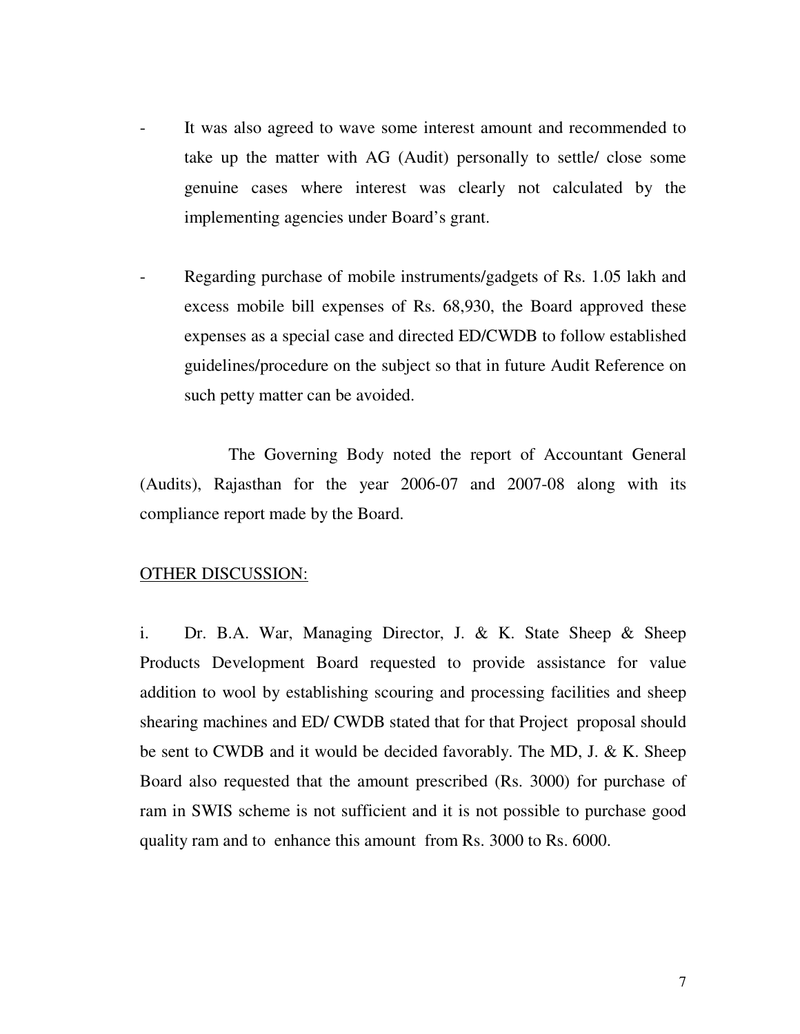- It was also agreed to wave some interest amount and recommended to take up the matter with AG (Audit) personally to settle/ close some genuine cases where interest was clearly not calculated by the implementing agencies under Board's grant.

- Regarding purchase of mobile instruments/gadgets of Rs. 1.05 lakh and excess mobile bill expenses of Rs. 68,930, the Board approved these expenses as a special case and directed ED/CWDB to follow established guidelines/procedure on the subject so that in future Audit Reference on such petty matter can be avoided.

The Governing Body noted the report of Accountant General (Audits), Rajasthan for the year 2006-07 and 2007-08 along with its compliance report made by the Board.

<u>OTHER DISCUSSION</u>:

i. Dr. B.A. War, Managing Director, J. & K. State Sheep & Sheep Products Development Board requested to provide assistance for value addition to wool by establishing scouring and processing facilities and sheep shearing machines and ED/ CWDB stated that for that Project proposal should be sent to CWDB and it would be decided favorably. The MD, J. & K. Sheep Board also requested that the amount prescribed (Rs. 3000) for purchase of ram in SWIS scheme is not sufficient and it is not possible to purchase good quality ram and to enhance this amount from Rs. 3000 to Rs. 6000.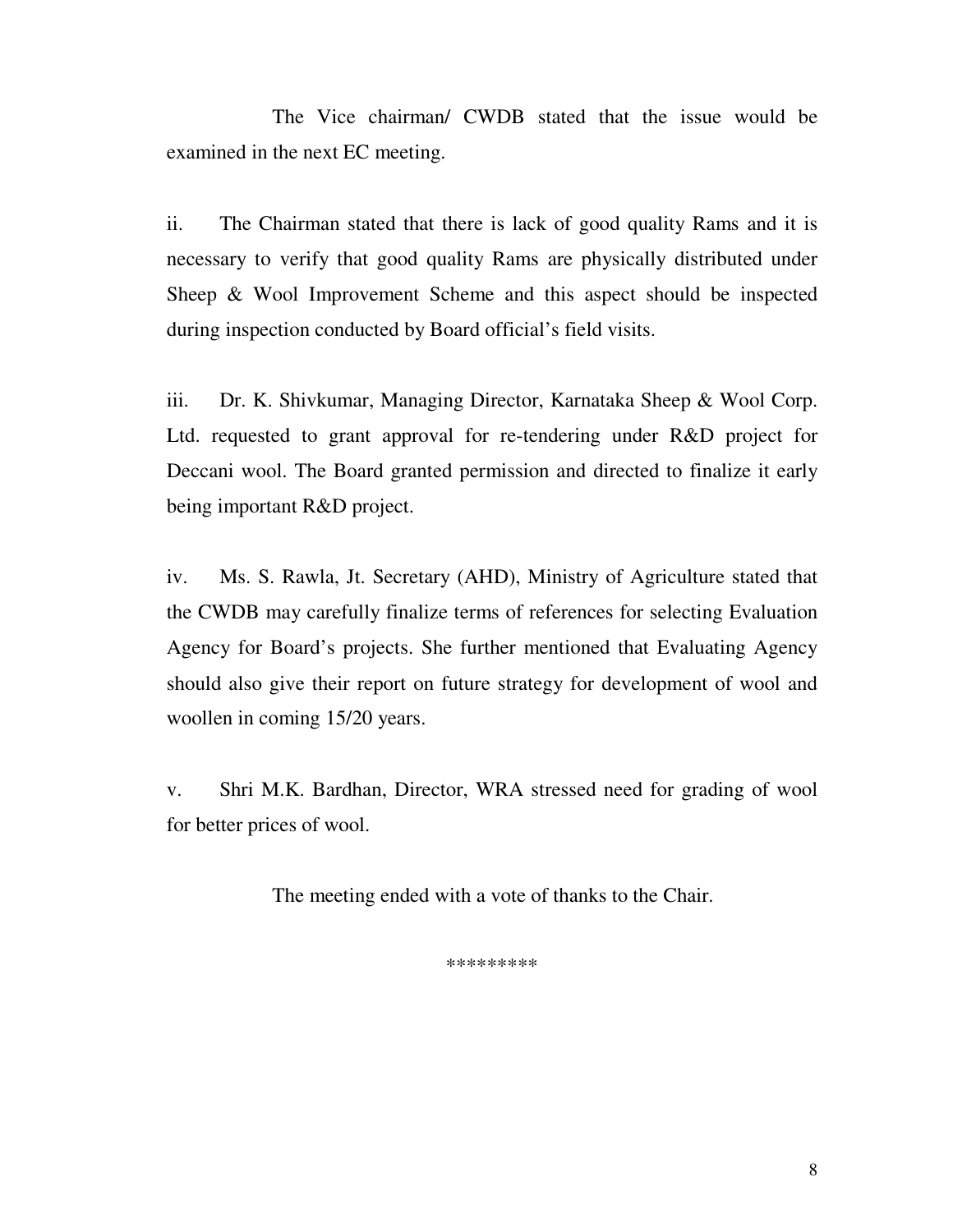The Vice chairman/ CWDB stated that the issue would be examined in the next EC meeting.

ii. The Chairman stated that there is lack of good quality Rams and it is necessary to verify that good quality Rams are physically distributed under Sheep & Wool Improvement Scheme and this aspect should be inspected during inspection conducted by Board official's field visits.

iii. Dr. K. Shivkumar, Managing Director, Karnataka Sheep & Wool Corp. Ltd. requested to grant approval for re-tendering under R&D project for Deccani wool. The Board granted permission and directed to finalize it early being important R&D project.

iv. Ms. S. Rawla, Jt. Secretary (AHD), Ministry of Agriculture stated that the CWDB may carefully finalize terms of references for selecting Evaluation Agency for Board's projects. She further mentioned that Evaluating Agency should also give their report on future strategy for development of wool and woollen in coming 15/20 years.

v. Shri M.K. Bardhan, Director, WRA stressed need for grading of wool for better prices of wool.

The meeting ended with a vote of thanks to the Chair.

*********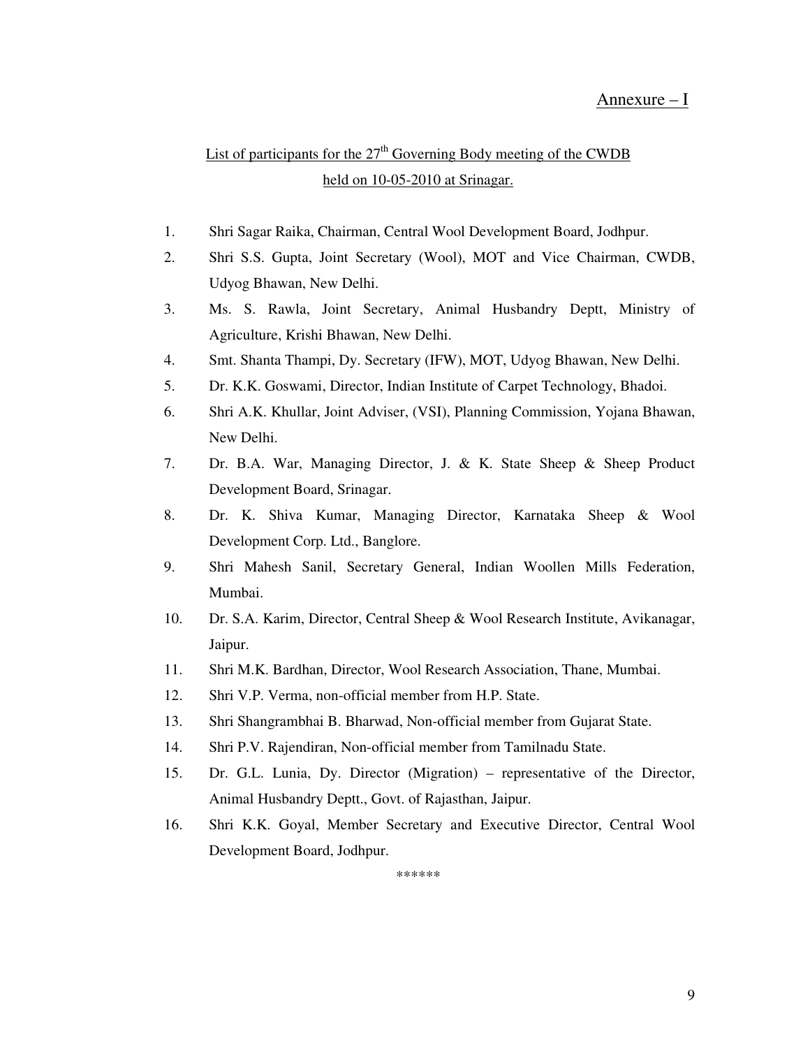Annexure – I

## List of participants for the 27th Governing Body meeting of the CWDB held on 10-05-2010 at Srinagar.

1. Shri Sagar Raika, Chairman, Central Wool Development Board, Jodhpur.
2. Shri S.S. Gupta, Joint Secretary (Wool), MOT and Vice Chairman, CWDB, Udyog Bhawan, New Delhi.
3. Ms. S. Rawla, Joint Secretary, Animal Husbandry Deptt, Ministry of Agriculture, Krishi Bhawan, New Delhi.
4. Smt. Shanta Thampi, Dy. Secretary (IFW), MOT, Udyog Bhawan, New Delhi.
5. Dr. K.K. Goswami, Director, Indian Institute of Carpet Technology, Bhadoi.
6. Shri A.K. Khullar, Joint Adviser, (VSI), Planning Commission, Yojana Bhawan, New Delhi.
7. Dr. B.A. War, Managing Director, J. & K. State Sheep & Sheep Product Development Board, Srinagar.
8. Dr. K. Shiva Kumar, Managing Director, Karnataka Sheep & Wool Development Corp. Ltd., Banglore.
9. Shri Mahesh Sanil, Secretary General, Indian Woollen Mills Federation, Mumbai.
10. Dr. S.A. Karim, Director, Central Sheep & Wool Research Institute, Avikanagar, Jaipur.
11. Shri M.K. Bardhan, Director, Wool Research Association, Thane, Mumbai.
12. Shri V.P. Verma, non-official member from H.P. State.
13. Shri Shangrambhai B. Bharwad, Non-official member from Gujarat State.
14. Shri P.V. Rajendiran, Non-official member from Tamilnadu State.
15. Dr. G.L. Lunia, Dy. Director (Migration) – representative of the Director, Animal Husbandry Deptt., Govt. of Rajasthan, Jaipur.
16. Shri K.K. Goyal, Member Secretary and Executive Director, Central Wool Development Board, Jodhpur.

******